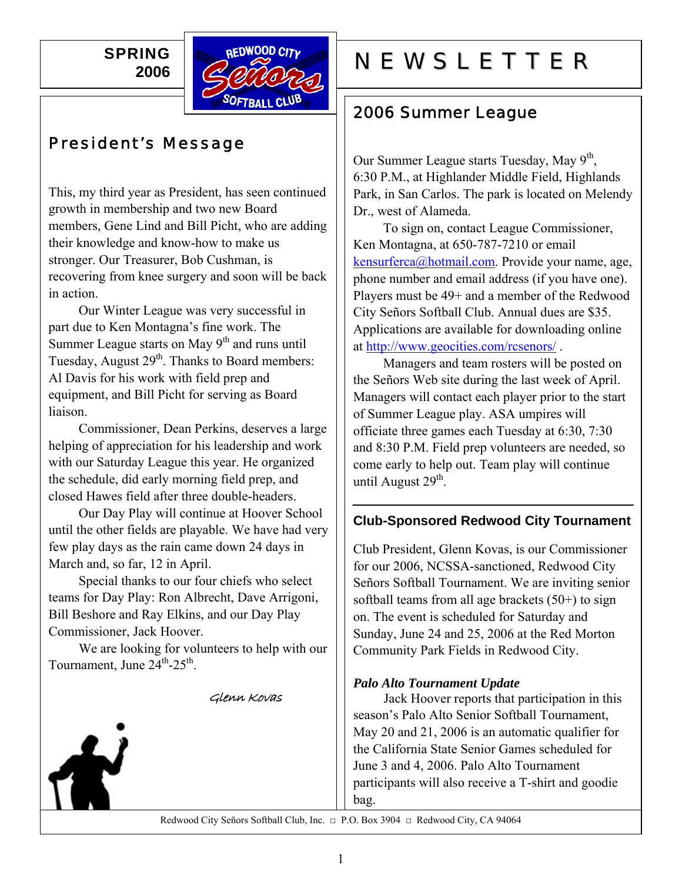SPRING 2006

REDWOOD CITY Señors SOFTBALL CLUB

# NEWSLETTER

## President's Message

This, my third year as President, has seen continued growth in membership and two new Board members, Gene Lind and Bill Picht, who are adding their knowledge and know-how to make us stronger. Our Treasurer, Bob Cushman, is recovering from knee surgery and soon will be back in action.

Our Winter League was very successful in part due to Ken Montagna's fine work. The Summer League starts on May 9th and runs until Tuesday, August 29th. Thanks to Board members: Al Davis for his work with field prep and equipment, and Bill Picht for serving as Board liaison.

Commissioner, Dean Perkins, deserves a large helping of appreciation for his leadership and work with our Saturday League this year. He organized the schedule, did early morning field prep, and closed Hawes field after three double-headers.

Our Day Play will continue at Hoover School until the other fields are playable. We have had very few play days as the rain came down 24 days in March and, so far, 12 in April.

Special thanks to our four chiefs who select teams for Day Play: Ron Albrecht, Dave Arrigoni, Bill Beshore and Ray Elkins, and our Day Play Commissioner, Jack Hoover.

We are looking for volunteers to help with our Tournament, June 24th-25th.

*Glenn Kovas*

## 2006 Summer League

Our Summer League starts Tuesday, May 9th, 6:30 P.M., at Highlander Middle Field, Highlands Park, in San Carlos. The park is located on Melendy Dr., west of Alameda.

To sign on, contact League Commissioner, Ken Montagna, at 650-787-7210 or email kensurferca@hotmail.com. Provide your name, age, phone number and email address (if you have one). Players must be 49+ and a member of the Redwood City Señors Softball Club. Annual dues are $35. Applications are available for downloading online at http://www.geocities.com/rcsenors/ .

Managers and team rosters will be posted on the Señors Web site during the last week of April. Managers will contact each player prior to the start of Summer League play. ASA umpires will officiate three games each Tuesday at 6:30, 7:30 and 8:30 P.M. Field prep volunteers are needed, so come early to help out. Team play will continue until August 29th.

### Club-Sponsored Redwood City Tournament

Club President, Glenn Kovas, is our Commissioner for our 2006, NCSSA-sanctioned, Redwood City Señors Softball Tournament. We are inviting senior softball teams from all age brackets (50+) to sign on. The event is scheduled for Saturday and Sunday, June 24 and 25, 2006 at the Red Morton Community Park Fields in Redwood City.

***Palo Alto Tournament Update***

Jack Hoover reports that participation in this season's Palo Alto Senior Softball Tournament, May 20 and 21, 2006 is an automatic qualifier for the California State Senior Games scheduled for June 3 and 4, 2006. Palo Alto Tournament participants will also receive a T-shirt and goodie bag.

Redwood City Señors Softball Club, Inc. □ P.O. Box 3904 □ Redwood City, CA 94064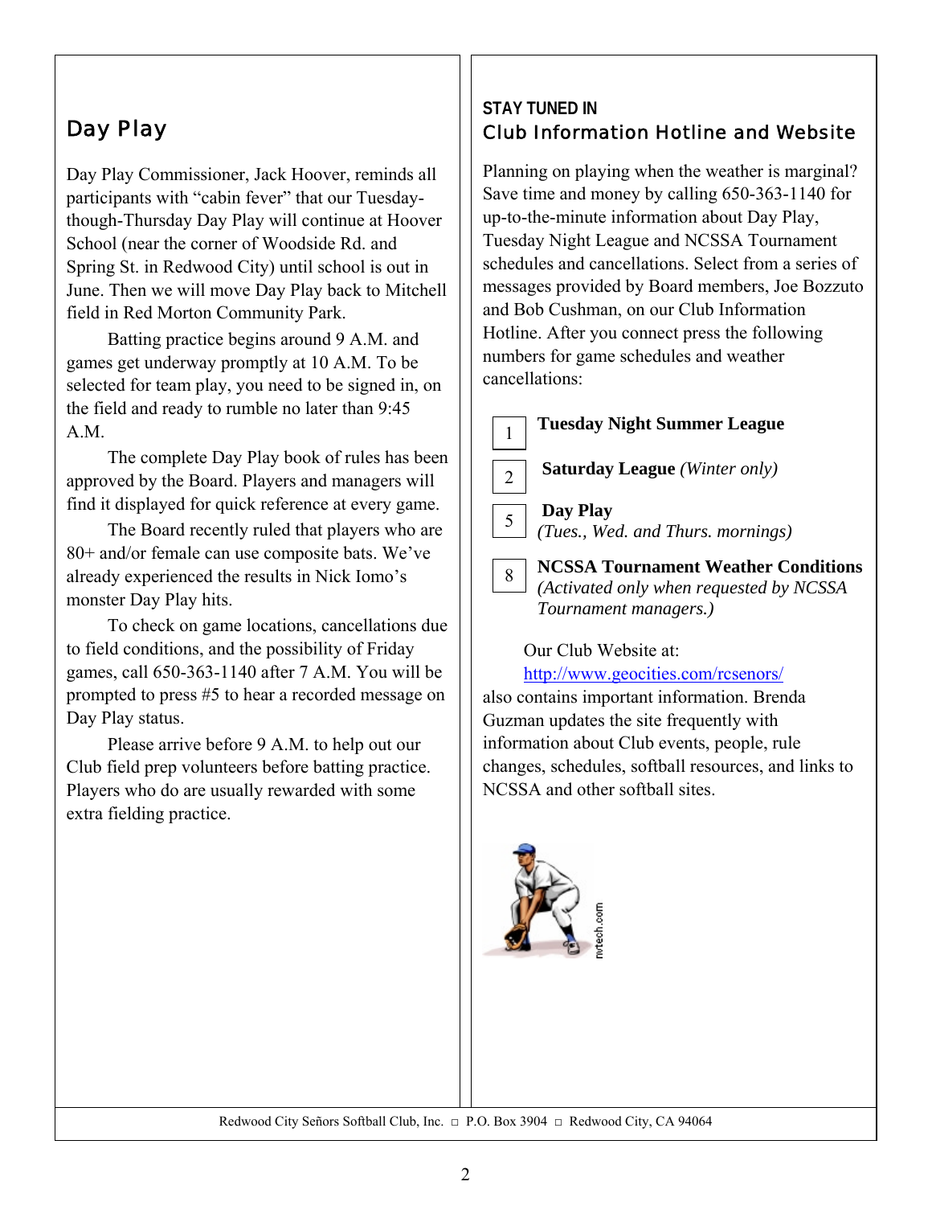## Day Play

Day Play Commissioner, Jack Hoover, reminds all participants with "cabin fever" that our Tuesday-though-Thursday Day Play will continue at Hoover School (near the corner of Woodside Rd. and Spring St. in Redwood City) until school is out in June. Then we will move Day Play back to Mitchell field in Red Morton Community Park.

Batting practice begins around 9 A.M. and games get underway promptly at 10 A.M. To be selected for team play, you need to be signed in, on the field and ready to rumble no later than 9:45 A.M.

The complete Day Play book of rules has been approved by the Board. Players and managers will find it displayed for quick reference at every game.

The Board recently ruled that players who are 80+ and/or female can use composite bats. We've already experienced the results in Nick Iomo's monster Day Play hits.

To check on game locations, cancellations due to field conditions, and the possibility of Friday games, call 650-363-1140 after 7 A.M. You will be prompted to press #5 to hear a recorded message on Day Play status.

Please arrive before 9 A.M. to help out our Club field prep volunteers before batting practice. Players who do are usually rewarded with some extra fielding practice.

**STAY TUNED IN**

## Club Information Hotline and Website

Planning on playing when the weather is marginal? Save time and money by calling 650-363-1140 for up-to-the-minute information about Day Play, Tuesday Night League and NCSSA Tournament schedules and cancellations. Select from a series of messages provided by Board members, Joe Bozzuto and Bob Cushman, on our Club Information Hotline. After you connect press the following numbers for game schedules and weather cancellations:

- **1** — **Tuesday Night Summer League**
- **2** — **Saturday League** *(Winter only)*
- **5** — **Day Play** *(Tues., Wed. and Thurs. mornings)*
- **8** — **NCSSA Tournament Weather Conditions** *(Activated only when requested by NCSSA Tournament managers.)*

Our Club Website at: http://www.geocities.com/rcsenors/ also contains important information. Brenda Guzman updates the site frequently with information about Club events, people, rule changes, schedules, softball resources, and links to NCSSA and other softball sites.

Redwood City Señors Softball Club, Inc. □ P.O. Box 3904 □ Redwood City, CA 94064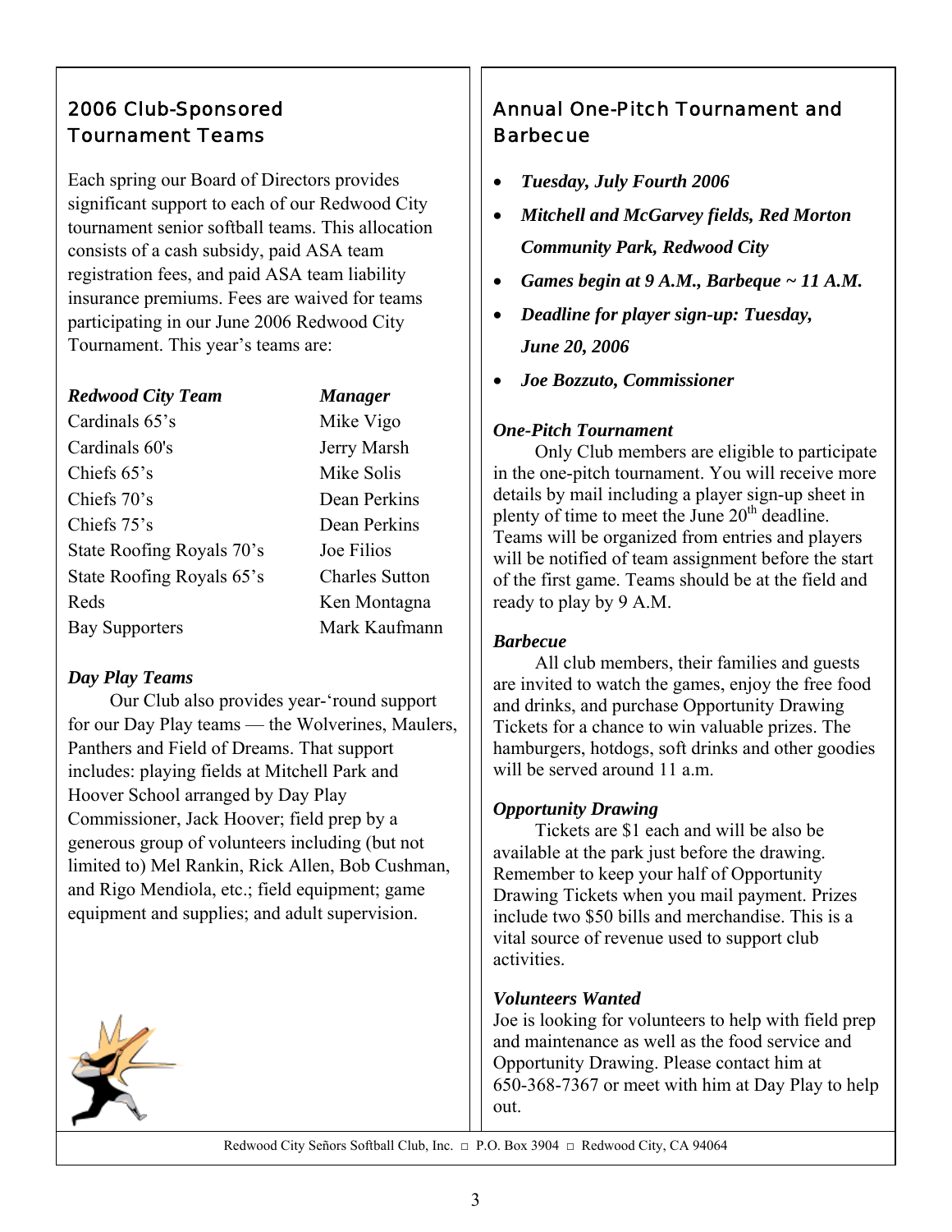## 2006 Club-Sponsored Tournament Teams

Each spring our Board of Directors provides significant support to each of our Redwood City tournament senior softball teams. This allocation consists of a cash subsidy, paid ASA team registration fees, and paid ASA team liability insurance premiums. Fees are waived for teams participating in our June 2006 Redwood City Tournament. This year's teams are:

| *Redwood City Team* | *Manager* |
|---|---|
| Cardinals 65's | Mike Vigo |
| Cardinals 60's | Jerry Marsh |
| Chiefs 65's | Mike Solis |
| Chiefs 70's | Dean Perkins |
| Chiefs 75's | Dean Perkins |
| State Roofing Royals 70's | Joe Filios |
| State Roofing Royals 65's | Charles Sutton |
| Reds | Ken Montagna |
| Bay Supporters | Mark Kaufmann |

### *Day Play Teams*

Our Club also provides year-'round support for our Day Play teams — the Wolverines, Maulers, Panthers and Field of Dreams. That support includes: playing fields at Mitchell Park and Hoover School arranged by Day Play Commissioner, Jack Hoover; field prep by a generous group of volunteers including (but not limited to) Mel Rankin, Rick Allen, Bob Cushman, and Rigo Mendiola, etc.; field equipment; game equipment and supplies; and adult supervision.

## Annual One-Pitch Tournament and Barbecue

- ***Tuesday, July Fourth 2006***
- ***Mitchell and McGarvey fields, Red Morton Community Park, Redwood City***
- ***Games begin at 9 A.M., Barbeque ~ 11 A.M.***
- ***Deadline for player sign-up: Tuesday, June 20, 2006***
- ***Joe Bozzuto, Commissioner***

### *One-Pitch Tournament*

Only Club members are eligible to participate in the one-pitch tournament. You will receive more details by mail including a player sign-up sheet in plenty of time to meet the June 20th deadline. Teams will be organized from entries and players will be notified of team assignment before the start of the first game. Teams should be at the field and ready to play by 9 A.M.

### *Barbecue*

All club members, their families and guests are invited to watch the games, enjoy the free food and drinks, and purchase Opportunity Drawing Tickets for a chance to win valuable prizes. The hamburgers, hotdogs, soft drinks and other goodies will be served around 11 a.m.

### *Opportunity Drawing*

Tickets are $1 each and will be also be available at the park just before the drawing. Remember to keep your half of Opportunity Drawing Tickets when you mail payment. Prizes include two $50 bills and merchandise. This is a vital source of revenue used to support club activities.

### *Volunteers Wanted*

Joe is looking for volunteers to help with field prep and maintenance as well as the food service and Opportunity Drawing. Please contact him at 650-368-7367 or meet with him at Day Play to help out.

Redwood City Señors Softball Club, Inc. □ P.O. Box 3904 □ Redwood City, CA 94064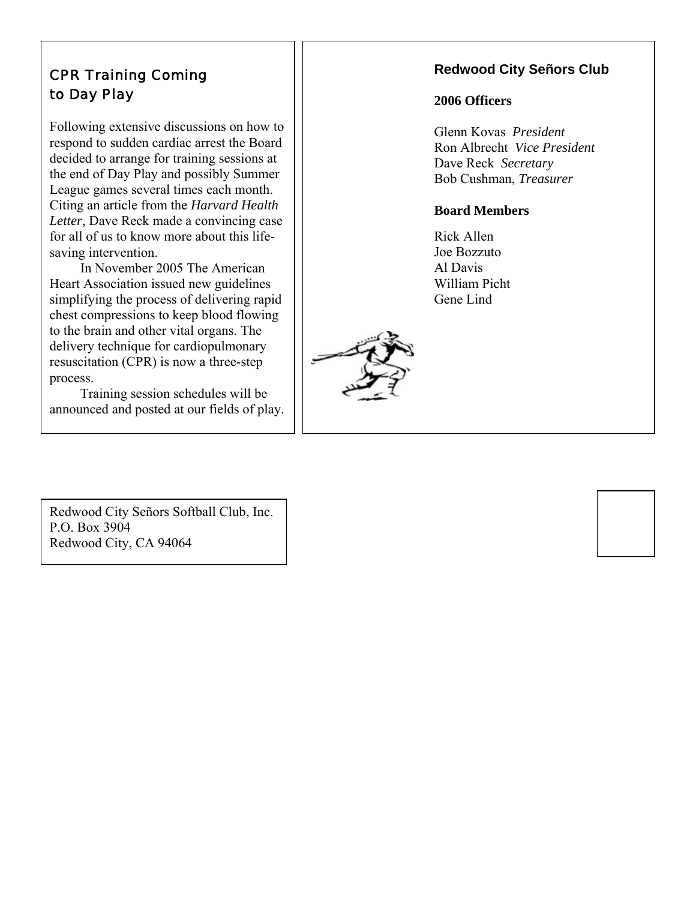## CPR Training Coming to Day Play

Following extensive discussions on how to respond to sudden cardiac arrest the Board decided to arrange for training sessions at the end of Day Play and possibly Summer League games several times each month. Citing an article from the *Harvard Health Letter,* Dave Reck made a convincing case for all of us to know more about this life-saving intervention.

In November 2005 The American Heart Association issued new guidelines simplifying the process of delivering rapid chest compressions to keep blood flowing to the brain and other vital organs. The delivery technique for cardiopulmonary resuscitation (CPR) is now a three-step process.

Training session schedules will be announced and posted at our fields of play.

## Redwood City Señors Club

### 2006 Officers

Glenn Kovas *President*
Ron Albrecht *Vice President*
Dave Reck *Secretary*
Bob Cushman, *Treasurer*

### Board Members

Rick Allen
Joe Bozzuto
Al Davis
William Picht
Gene Lind

Redwood City Señors Softball Club, Inc.
P.O. Box 3904
Redwood City, CA 94064